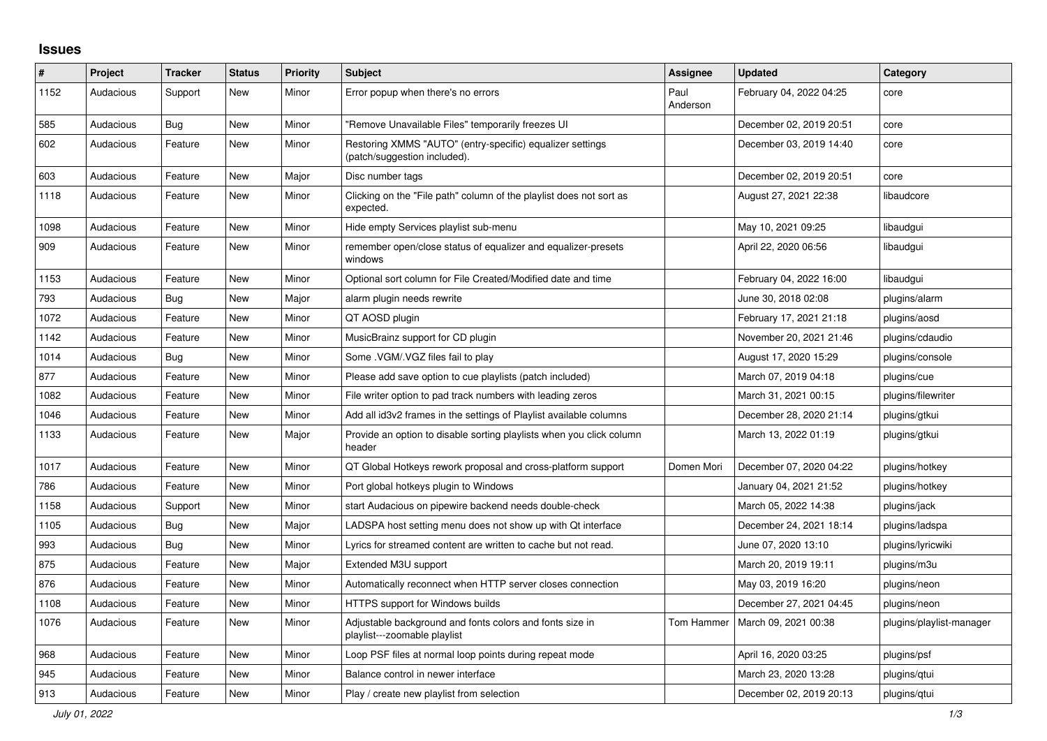## Issues

| # | Project | Tracker | Status | Priority | Subject | Assignee | Updated | Category |
|---|---|---|---|---|---|---|---|---|
| 1152 | Audacious | Support | New | Minor | Error popup when there's no errors | Paul Anderson | February 04, 2022 04:25 | core |
| 585 | Audacious | Bug | New | Minor | "Remove Unavailable Files" temporarily freezes UI | | December 02, 2019 20:51 | core |
| 602 | Audacious | Feature | New | Minor | Restoring XMMS "AUTO" (entry-specific) equalizer settings (patch/suggestion included). | | December 03, 2019 14:40 | core |
| 603 | Audacious | Feature | New | Major | Disc number tags | | December 02, 2019 20:51 | core |
| 1118 | Audacious | Feature | New | Minor | Clicking on the "File path" column of the playlist does not sort as expected. | | August 27, 2021 22:38 | libaudcore |
| 1098 | Audacious | Feature | New | Minor | Hide empty Services playlist sub-menu | | May 10, 2021 09:25 | libaudgui |
| 909 | Audacious | Feature | New | Minor | remember open/close status of equalizer and equalizer-presets windows | | April 22, 2020 06:56 | libaudgui |
| 1153 | Audacious | Feature | New | Minor | Optional sort column for File Created/Modified date and time | | February 04, 2022 16:00 | libaudgui |
| 793 | Audacious | Bug | New | Major | alarm plugin needs rewrite | | June 30, 2018 02:08 | plugins/alarm |
| 1072 | Audacious | Feature | New | Minor | QT AOSD plugin | | February 17, 2021 21:18 | plugins/aosd |
| 1142 | Audacious | Feature | New | Minor | MusicBrainz support for CD plugin | | November 20, 2021 21:46 | plugins/cdaudio |
| 1014 | Audacious | Bug | New | Minor | Some .VGM/.VGZ files fail to play | | August 17, 2020 15:29 | plugins/console |
| 877 | Audacious | Feature | New | Minor | Please add save option to cue playlists (patch included) | | March 07, 2019 04:18 | plugins/cue |
| 1082 | Audacious | Feature | New | Minor | File writer option to pad track numbers with leading zeros | | March 31, 2021 00:15 | plugins/filewriter |
| 1046 | Audacious | Feature | New | Minor | Add all id3v2 frames in the settings of Playlist available columns | | December 28, 2020 21:14 | plugins/gtkui |
| 1133 | Audacious | Feature | New | Major | Provide an option to disable sorting playlists when you click column header | | March 13, 2022 01:19 | plugins/gtkui |
| 1017 | Audacious | Feature | New | Minor | QT Global Hotkeys rework proposal and cross-platform support | Domen Mori | December 07, 2020 04:22 | plugins/hotkey |
| 786 | Audacious | Feature | New | Minor | Port global hotkeys plugin to Windows | | January 04, 2021 21:52 | plugins/hotkey |
| 1158 | Audacious | Support | New | Minor | start Audacious on pipewire backend needs double-check | | March 05, 2022 14:38 | plugins/jack |
| 1105 | Audacious | Bug | New | Major | LADSPA host setting menu does not show up with Qt interface | | December 24, 2021 18:14 | plugins/ladspa |
| 993 | Audacious | Bug | New | Minor | Lyrics for streamed content are written to cache but not read. | | June 07, 2020 13:10 | plugins/lyricwiki |
| 875 | Audacious | Feature | New | Major | Extended M3U support | | March 20, 2019 19:11 | plugins/m3u |
| 876 | Audacious | Feature | New | Minor | Automatically reconnect when HTTP server closes connection | | May 03, 2019 16:20 | plugins/neon |
| 1108 | Audacious | Feature | New | Minor | HTTPS support for Windows builds | | December 27, 2021 04:45 | plugins/neon |
| 1076 | Audacious | Feature | New | Minor | Adjustable background and fonts colors and fonts size in playlist---zoomable playlist | Tom Hammer | March 09, 2021 00:38 | plugins/playlist-manager |
| 968 | Audacious | Feature | New | Minor | Loop PSF files at normal loop points during repeat mode | | April 16, 2020 03:25 | plugins/psf |
| 945 | Audacious | Feature | New | Minor | Balance control in newer interface | | March 23, 2020 13:28 | plugins/qtui |
| 913 | Audacious | Feature | New | Minor | Play / create new playlist from selection | | December 02, 2019 20:13 | plugins/qtui |

*July 01, 2022*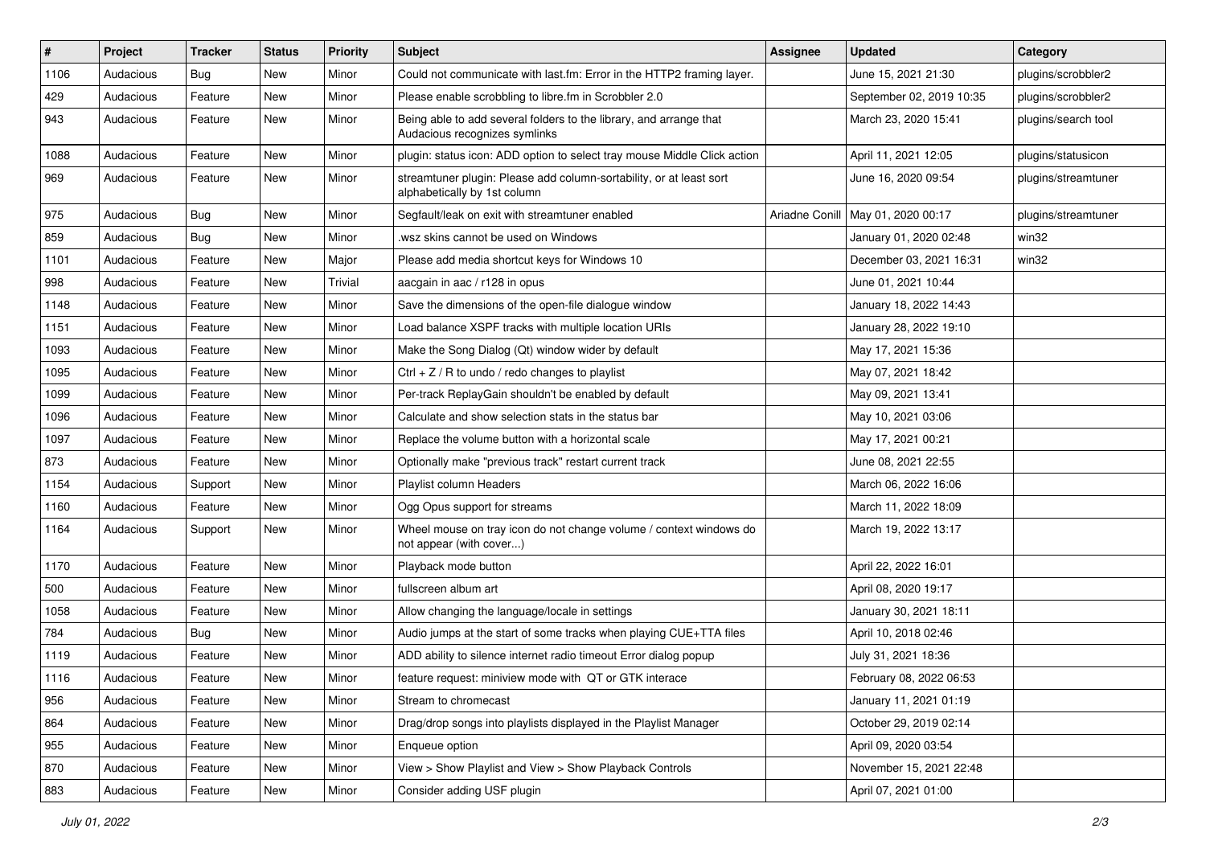| # | Project | Tracker | Status | Priority | Subject | Assignee | Updated | Category |
|---|---|---|---|---|---|---|---|---|
| 1106 | Audacious | Bug | New | Minor | Could not communicate with last.fm: Error in the HTTP2 framing layer. | | June 15, 2021 21:30 | plugins/scrobbler2 |
| 429 | Audacious | Feature | New | Minor | Please enable scrobbling to libre.fm in Scrobbler 2.0 | | September 02, 2019 10:35 | plugins/scrobbler2 |
| 943 | Audacious | Feature | New | Minor | Being able to add several folders to the library, and arrange that Audacious recognizes symlinks | | March 23, 2020 15:41 | plugins/search tool |
| 1088 | Audacious | Feature | New | Minor | plugin: status icon: ADD option to select tray mouse Middle Click action | | April 11, 2021 12:05 | plugins/statusicon |
| 969 | Audacious | Feature | New | Minor | streamtuner plugin: Please add column-sortability, or at least sort alphabetically by 1st column | | June 16, 2020 09:54 | plugins/streamtuner |
| 975 | Audacious | Bug | New | Minor | Segfault/leak on exit with streamtuner enabled | Ariadne Conill | May 01, 2020 00:17 | plugins/streamtuner |
| 859 | Audacious | Bug | New | Minor | .wsz skins cannot be used on Windows | | January 01, 2020 02:48 | win32 |
| 1101 | Audacious | Feature | New | Major | Please add media shortcut keys for Windows 10 | | December 03, 2021 16:31 | win32 |
| 998 | Audacious | Feature | New | Trivial | aacgain in aac / r128 in opus | | June 01, 2021 10:44 | |
| 1148 | Audacious | Feature | New | Minor | Save the dimensions of the open-file dialogue window | | January 18, 2022 14:43 | |
| 1151 | Audacious | Feature | New | Minor | Load balance XSPF tracks with multiple location URIs | | January 28, 2022 19:10 | |
| 1093 | Audacious | Feature | New | Minor | Make the Song Dialog (Qt) window wider by default | | May 17, 2021 15:36 | |
| 1095 | Audacious | Feature | New | Minor | Ctrl + Z / R to undo / redo changes to playlist | | May 07, 2021 18:42 | |
| 1099 | Audacious | Feature | New | Minor | Per-track ReplayGain shouldn't be enabled by default | | May 09, 2021 13:41 | |
| 1096 | Audacious | Feature | New | Minor | Calculate and show selection stats in the status bar | | May 10, 2021 03:06 | |
| 1097 | Audacious | Feature | New | Minor | Replace the volume button with a horizontal scale | | May 17, 2021 00:21 | |
| 873 | Audacious | Feature | New | Minor | Optionally make "previous track" restart current track | | June 08, 2021 22:55 | |
| 1154 | Audacious | Support | New | Minor | Playlist column Headers | | March 06, 2022 16:06 | |
| 1160 | Audacious | Feature | New | Minor | Ogg Opus support for streams | | March 11, 2022 18:09 | |
| 1164 | Audacious | Support | New | Minor | Wheel mouse on tray icon do not change volume / context windows do not appear (with cover...) | | March 19, 2022 13:17 | |
| 1170 | Audacious | Feature | New | Minor | Playback mode button | | April 22, 2022 16:01 | |
| 500 | Audacious | Feature | New | Minor | fullscreen album art | | April 08, 2020 19:17 | |
| 1058 | Audacious | Feature | New | Minor | Allow changing the language/locale in settings | | January 30, 2021 18:11 | |
| 784 | Audacious | Bug | New | Minor | Audio jumps at the start of some tracks when playing CUE+TTA files | | April 10, 2018 02:46 | |
| 1119 | Audacious | Feature | New | Minor | ADD ability to silence internet radio timeout Error dialog popup | | July 31, 2021 18:36 | |
| 1116 | Audacious | Feature | New | Minor | feature request: miniview mode with QT or GTK interace | | February 08, 2022 06:53 | |
| 956 | Audacious | Feature | New | Minor | Stream to chromecast | | January 11, 2021 01:19 | |
| 864 | Audacious | Feature | New | Minor | Drag/drop songs into playlists displayed in the Playlist Manager | | October 29, 2019 02:14 | |
| 955 | Audacious | Feature | New | Minor | Enqueue option | | April 09, 2020 03:54 | |
| 870 | Audacious | Feature | New | Minor | View > Show Playlist and View > Show Playback Controls | | November 15, 2021 22:48 | |
| 883 | Audacious | Feature | New | Minor | Consider adding USF plugin | | April 07, 2021 01:00 | |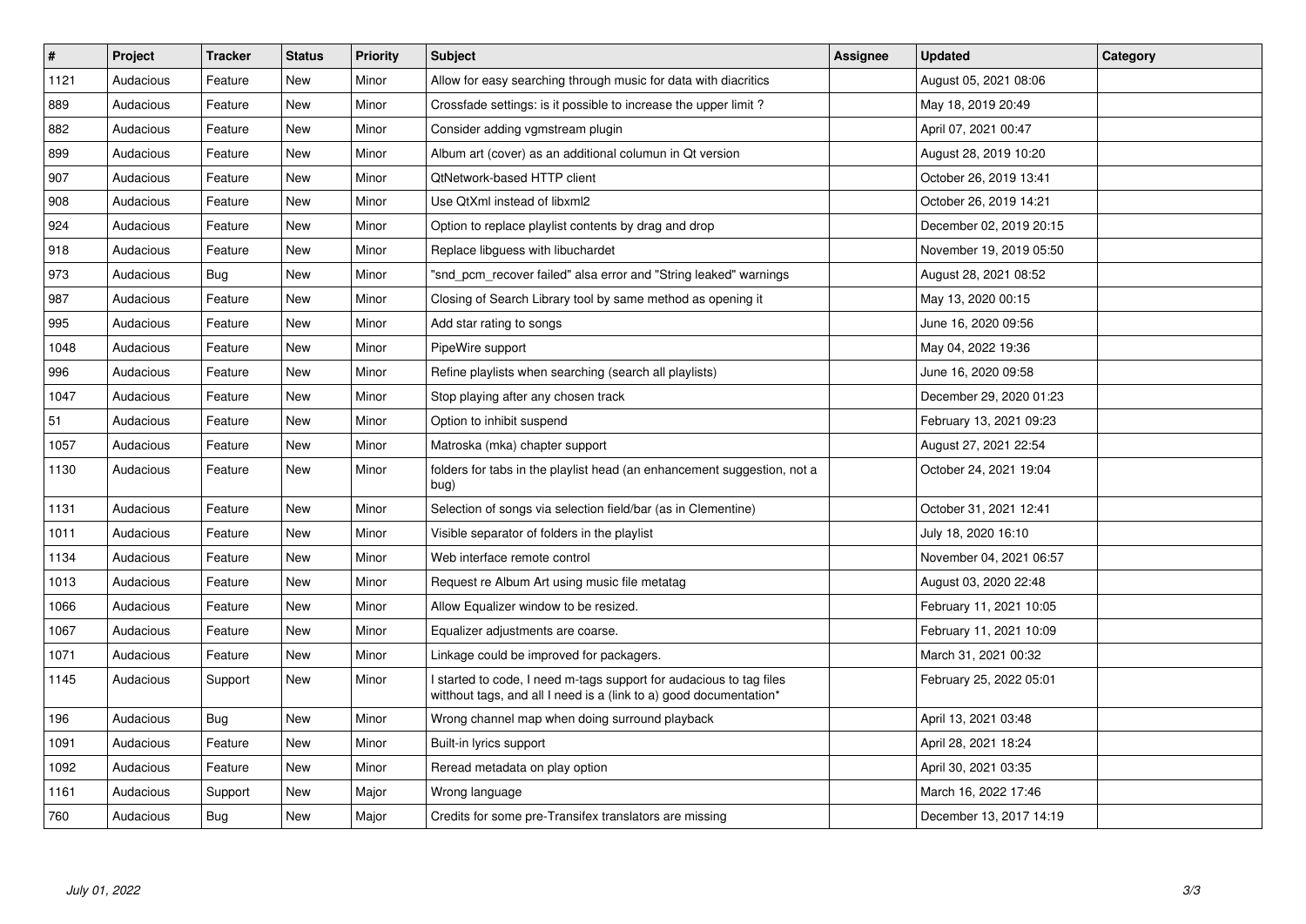| # | Project | Tracker | Status | Priority | Subject | Assignee | Updated | Category |
|---|---|---|---|---|---|---|---|---|
| 1121 | Audacious | Feature | New | Minor | Allow for easy searching through music for data with diacritics | | August 05, 2021 08:06 | |
| 889 | Audacious | Feature | New | Minor | Crossfade settings: is it possible to increase the upper limit ? | | May 18, 2019 20:49 | |
| 882 | Audacious | Feature | New | Minor | Consider adding vgmstream plugin | | April 07, 2021 00:47 | |
| 899 | Audacious | Feature | New | Minor | Album art (cover) as an additional columun in Qt version | | August 28, 2019 10:20 | |
| 907 | Audacious | Feature | New | Minor | QtNetwork-based HTTP client | | October 26, 2019 13:41 | |
| 908 | Audacious | Feature | New | Minor | Use QtXml instead of libxml2 | | October 26, 2019 14:21 | |
| 924 | Audacious | Feature | New | Minor | Option to replace playlist contents by drag and drop | | December 02, 2019 20:15 | |
| 918 | Audacious | Feature | New | Minor | Replace libguess with libuchardet | | November 19, 2019 05:50 | |
| 973 | Audacious | Bug | New | Minor | "snd_pcm_recover failed" alsa error and "String leaked" warnings | | August 28, 2021 08:52 | |
| 987 | Audacious | Feature | New | Minor | Closing of Search Library tool by same method as opening it | | May 13, 2020 00:15 | |
| 995 | Audacious | Feature | New | Minor | Add star rating to songs | | June 16, 2020 09:56 | |
| 1048 | Audacious | Feature | New | Minor | PipeWire support | | May 04, 2022 19:36 | |
| 996 | Audacious | Feature | New | Minor | Refine playlists when searching (search all playlists) | | June 16, 2020 09:58 | |
| 1047 | Audacious | Feature | New | Minor | Stop playing after any chosen track | | December 29, 2020 01:23 | |
| 51 | Audacious | Feature | New | Minor | Option to inhibit suspend | | February 13, 2021 09:23 | |
| 1057 | Audacious | Feature | New | Minor | Matroska (mka) chapter support | | August 27, 2021 22:54 | |
| 1130 | Audacious | Feature | New | Minor | folders for tabs in the playlist head (an enhancement suggestion, not a bug) | | October 24, 2021 19:04 | |
| 1131 | Audacious | Feature | New | Minor | Selection of songs via selection field/bar (as in Clementine) | | October 31, 2021 12:41 | |
| 1011 | Audacious | Feature | New | Minor | Visible separator of folders in the playlist | | July 18, 2020 16:10 | |
| 1134 | Audacious | Feature | New | Minor | Web interface remote control | | November 04, 2021 06:57 | |
| 1013 | Audacious | Feature | New | Minor | Request re Album Art using music file metatag | | August 03, 2020 22:48 | |
| 1066 | Audacious | Feature | New | Minor | Allow Equalizer window to be resized. | | February 11, 2021 10:05 | |
| 1067 | Audacious | Feature | New | Minor | Equalizer adjustments are coarse. | | February 11, 2021 10:09 | |
| 1071 | Audacious | Feature | New | Minor | Linkage could be improved for packagers. | | March 31, 2021 00:32 | |
| 1145 | Audacious | Support | New | Minor | I started to code, I need m-tags support for audacious to tag files witthout tags, and all I need is a (link to a) good documentation* | | February 25, 2022 05:01 | |
| 196 | Audacious | Bug | New | Minor | Wrong channel map when doing surround playback | | April 13, 2021 03:48 | |
| 1091 | Audacious | Feature | New | Minor | Built-in lyrics support | | April 28, 2021 18:24 | |
| 1092 | Audacious | Feature | New | Minor | Reread metadata on play option | | April 30, 2021 03:35 | |
| 1161 | Audacious | Support | New | Major | Wrong language | | March 16, 2022 17:46 | |
| 760 | Audacious | Bug | New | Major | Credits for some pre-Transifex translators are missing | | December 13, 2017 14:19 | |

*July 01, 2022*